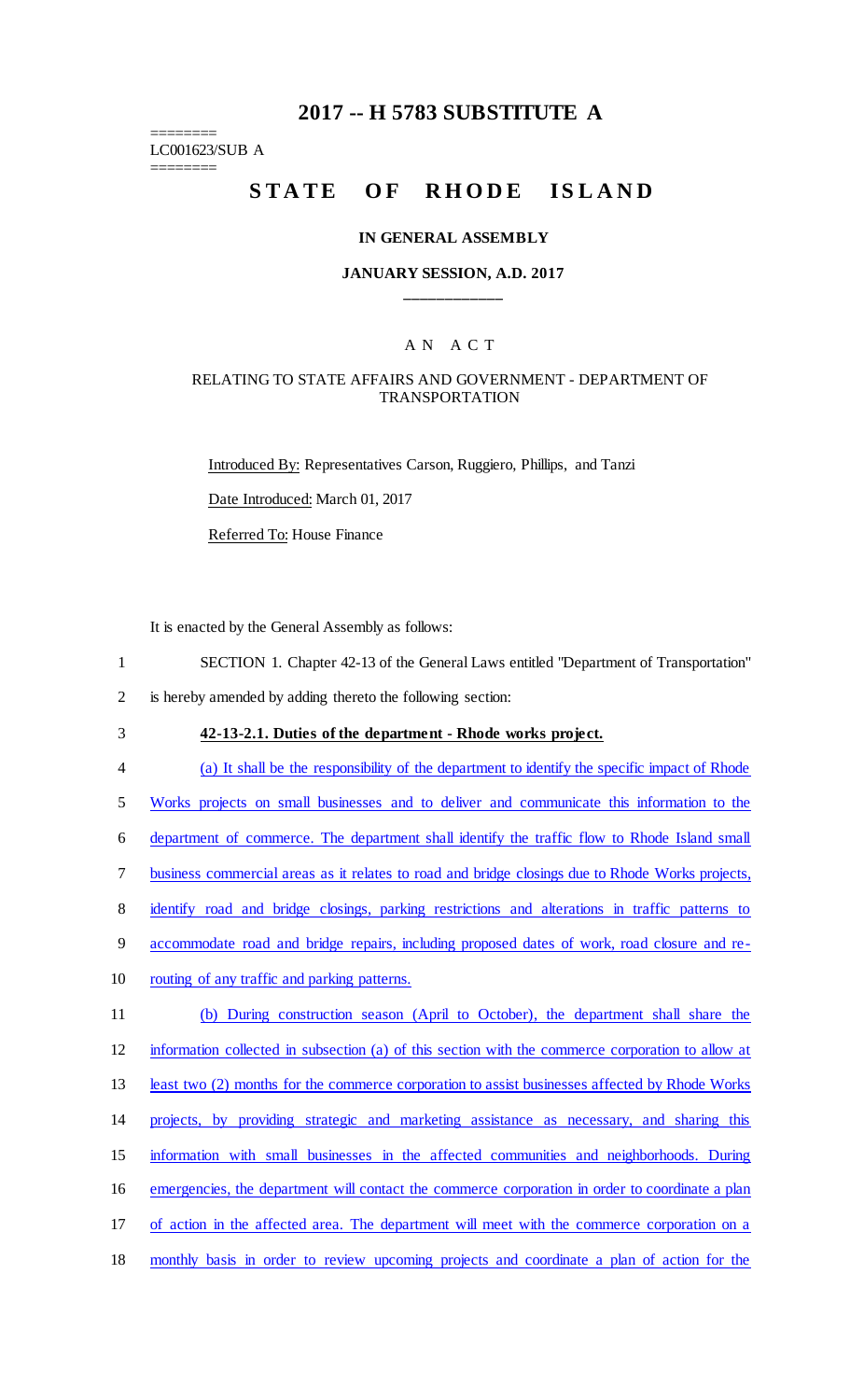# 2017 -- H 5783 SUBSTITUTE A

========
LC001623/SUB A
========

# STATE OF RHODE ISLAND

### IN GENERAL ASSEMBLY

### JANUARY SESSION, A.D. 2017

____________

A N A C T

RELATING TO STATE AFFAIRS AND GOVERNMENT - DEPARTMENT OF TRANSPORTATION

Introduced By: Representatives Carson, Ruggiero, Phillips, and Tanzi

Date Introduced: March 01, 2017

Referred To: House Finance

It is enacted by the General Assembly as follows:

1 SECTION 1. Chapter 42-13 of the General Laws entitled "Department of Transportation"
2 is hereby amended by adding thereto the following section:

3 **42-13-2.1. Duties of the department - Rhode works project.**

4 (a) It shall be the responsibility of the department to identify the specific impact of Rhode
5 Works projects on small businesses and to deliver and communicate this information to the
6 department of commerce. The department shall identify the traffic flow to Rhode Island small
7 business commercial areas as it relates to road and bridge closings due to Rhode Works projects,
8 identify road and bridge closings, parking restrictions and alterations in traffic patterns to
9 accommodate road and bridge repairs, including proposed dates of work, road closure and re-
10 routing of any traffic and parking patterns.

11 (b) During construction season (April to October), the department shall share the
12 information collected in subsection (a) of this section with the commerce corporation to allow at
13 least two (2) months for the commerce corporation to assist businesses affected by Rhode Works
14 projects, by providing strategic and marketing assistance as necessary, and sharing this
15 information with small businesses in the affected communities and neighborhoods. During
16 emergencies, the department will contact the commerce corporation in order to coordinate a plan
17 of action in the affected area. The department will meet with the commerce corporation on a
18 monthly basis in order to review upcoming projects and coordinate a plan of action for the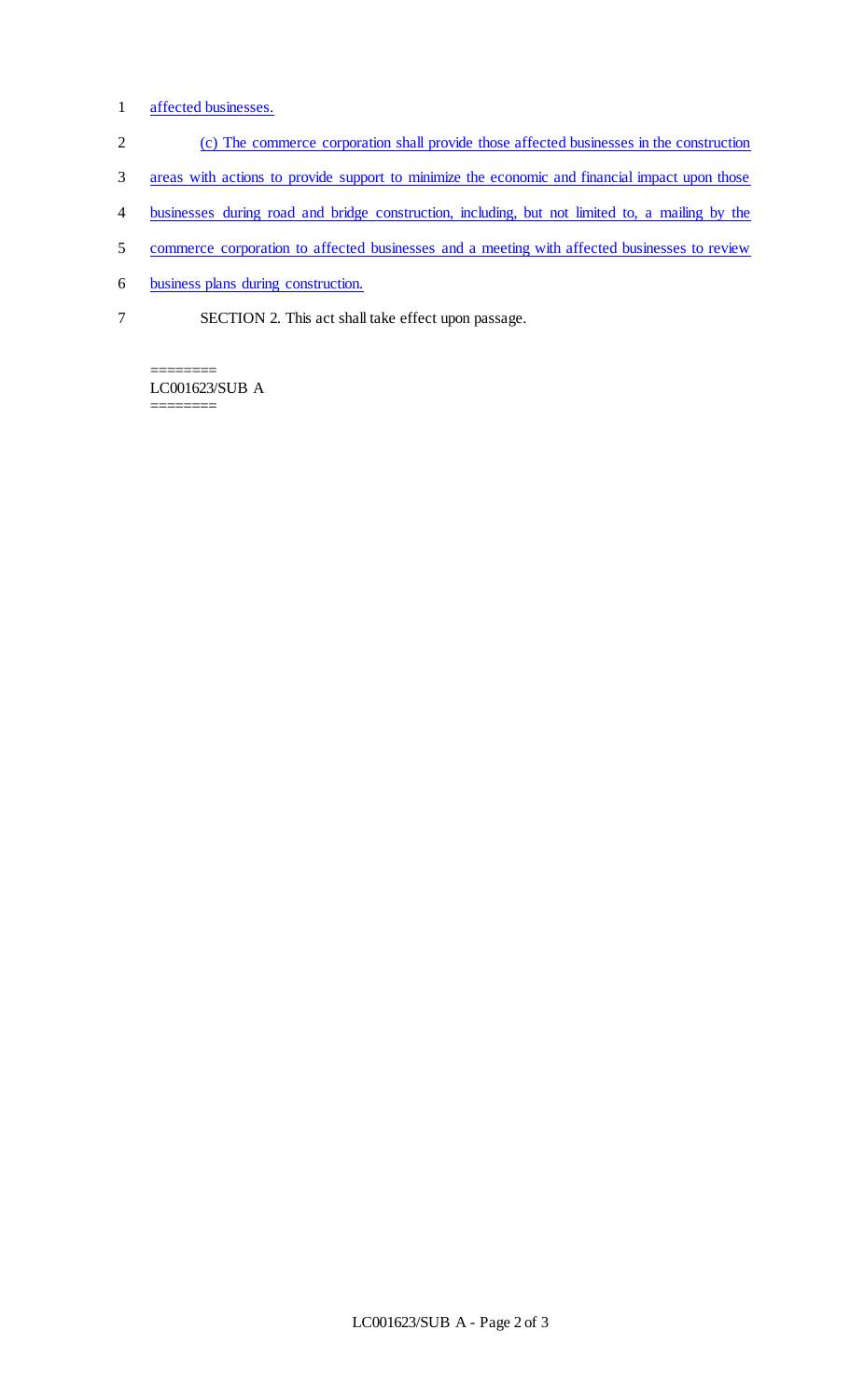affected businesses.

(c) The commerce corporation shall provide those affected businesses in the construction areas with actions to provide support to minimize the economic and financial impact upon those businesses during road and bridge construction, including, but not limited to, a mailing by the commerce corporation to affected businesses and a meeting with affected businesses to review business plans during construction.

SECTION 2. This act shall take effect upon passage.

========
LC001623/SUB A
========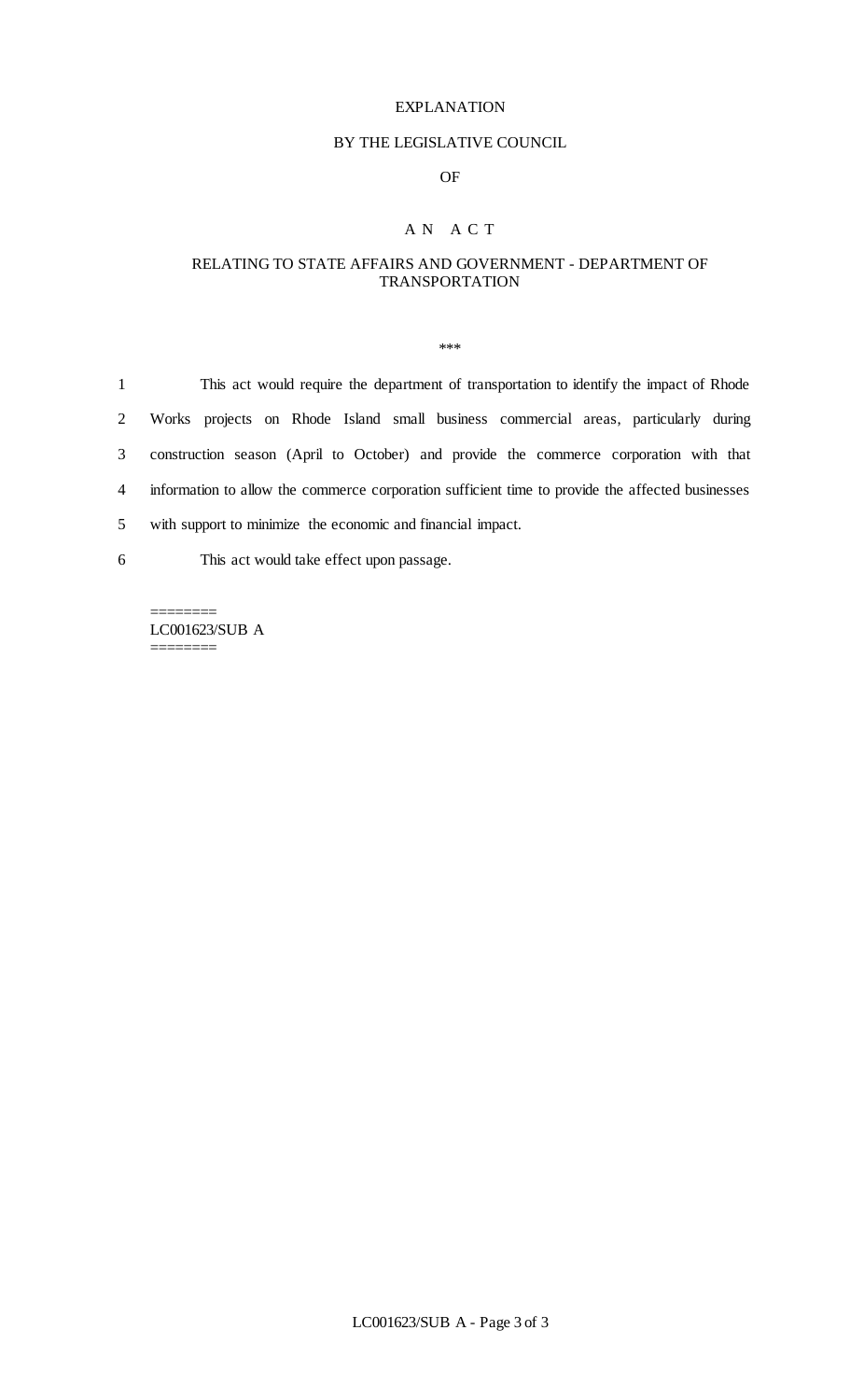EXPLANATION

BY THE LEGISLATIVE COUNCIL

OF

# A N A C T

## RELATING TO STATE AFFAIRS AND GOVERNMENT - DEPARTMENT OF TRANSPORTATION

***

This act would require the department of transportation to identify the impact of Rhode Works projects on Rhode Island small business commercial areas, particularly during construction season (April to October) and provide the commerce corporation with that information to allow the commerce corporation sufficient time to provide the affected businesses with support to minimize the economic and financial impact.

This act would take effect upon passage.

========
LC001623/SUB A
========